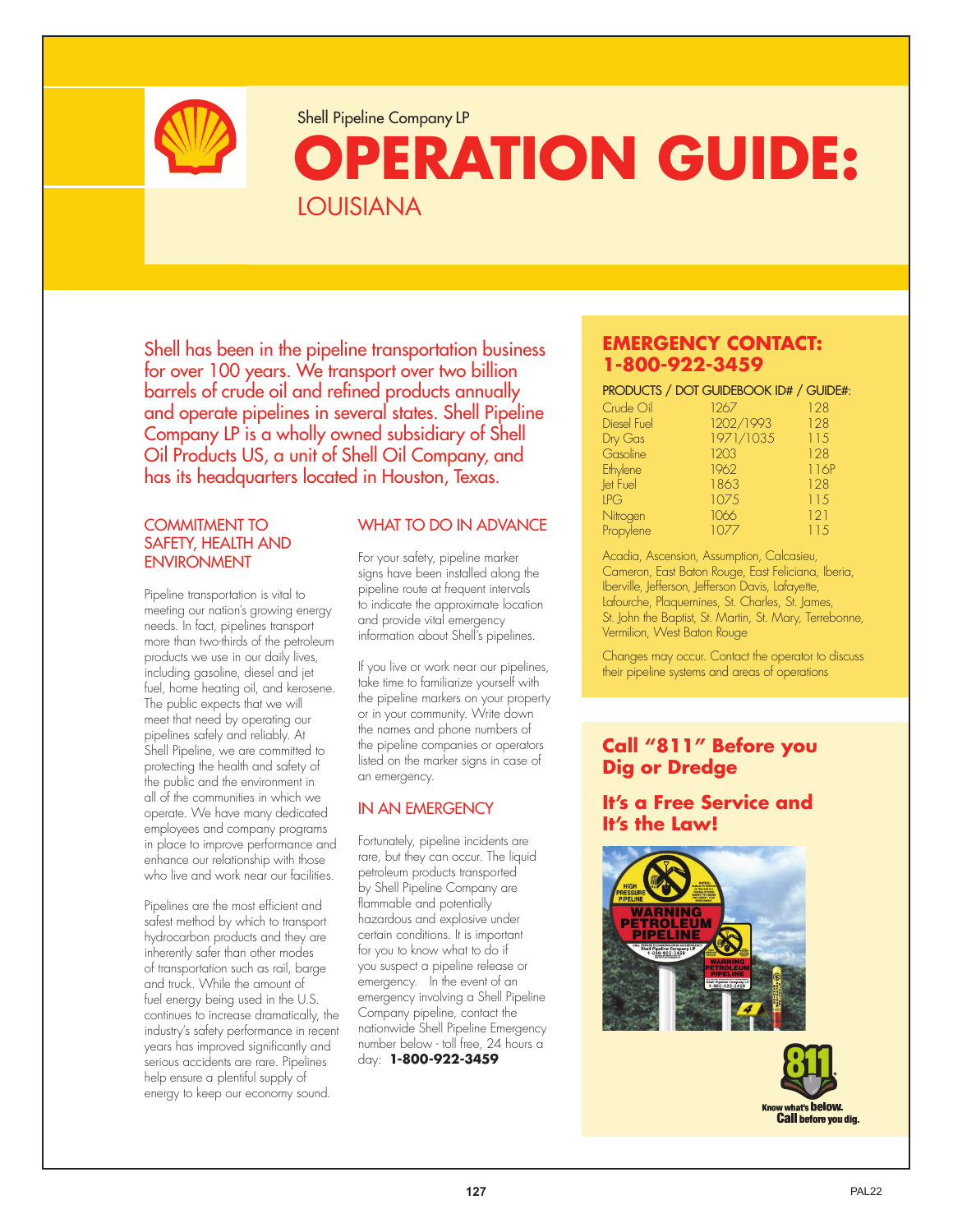Shell Pipeline Company LP

# OPERATION GUIDE: LOUISIANA

Shell has been in the pipeline transportation business for over 100 years. We transport over two billion barrels of crude oil and refined products annually and operate pipelines in several states. Shell Pipeline Company LP is a wholly owned subsidiary of Shell Oil Products US, a unit of Shell Oil Company, and has its headquarters located in Houston, Texas.

## COMMITMENT TO SAFETY, HEALTH AND ENVIRONMENT

Pipeline transportation is vital to meeting our nation's growing energy needs. In fact, pipelines transport more than two-thirds of the petroleum products we use in our daily lives, including gasoline, diesel and jet fuel, home heating oil, and kerosene. The public expects that we will meet that need by operating our pipelines safely and reliably. At Shell Pipeline, we are committed to protecting the health and safety of the public and the environment in all of the communities in which we operate. We have many dedicated employees and company programs in place to improve performance and enhance our relationship with those who live and work near our facilities.

Pipelines are the most efficient and safest method by which to transport hydrocarbon products and they are inherently safer than other modes of transportation such as rail, barge and truck. While the amount of fuel energy being used in the U.S. continues to increase dramatically, the industry's safety performance in recent years has improved significantly and serious accidents are rare. Pipelines help ensure a plentiful supply of energy to keep our economy sound.

## WHAT TO DO IN ADVANCE

For your safety, pipeline marker signs have been installed along the pipeline route at frequent intervals to indicate the approximate location and provide vital emergency information about Shell's pipelines.

If you live or work near our pipelines, take time to familiarize yourself with the pipeline markers on your property or in your community. Write down the names and phone numbers of the pipeline companies or operators listed on the marker signs in case of an emergency.

## IN AN EMERGENCY

Fortunately, pipeline incidents are rare, but they can occur. The liquid petroleum products transported by Shell Pipeline Company are flammable and potentially hazardous and explosive under certain conditions. It is important for you to know what to do if you suspect a pipeline release or emergency. In the event of an emergency involving a Shell Pipeline Company pipeline, contact the nationwide Shell Pipeline Emergency number below - toll free, 24 hours a day: **1-800-922-3459**

## EMERGENCY CONTACT: 1-800-922-3459

| PRODUCTS | DOT GUIDEBOOK ID# | GUIDE#: |
|---|---|---|
| Crude Oil | 1267 | 128 |
| Diesel Fuel | 1202/1993 | 128 |
| Dry Gas | 1971/1035 | 115 |
| Gasoline | 1203 | 128 |
| Ethylene | 1962 | 116P |
| Jet Fuel | 1863 | 128 |
| LPG | 1075 | 115 |
| Nitrogen | 1066 | 121 |
| Propylene | 1077 | 115 |

Acadia, Ascension, Assumption, Calcasieu, Cameron, East Baton Rouge, East Feliciana, Iberia, Iberville, Jefferson, Jefferson Davis, Lafayette, Lafourche, Plaquemines, St. Charles, St. James, St. John the Baptist, St. Martin, St. Mary, Terrebonne, Vermilion, West Baton Rouge

Changes may occur. Contact the operator to discuss their pipeline systems and areas of operations

## Call "811" Before you Dig or Dredge

## It's a Free Service and It's the Law!

Know what's below. Call before you dig.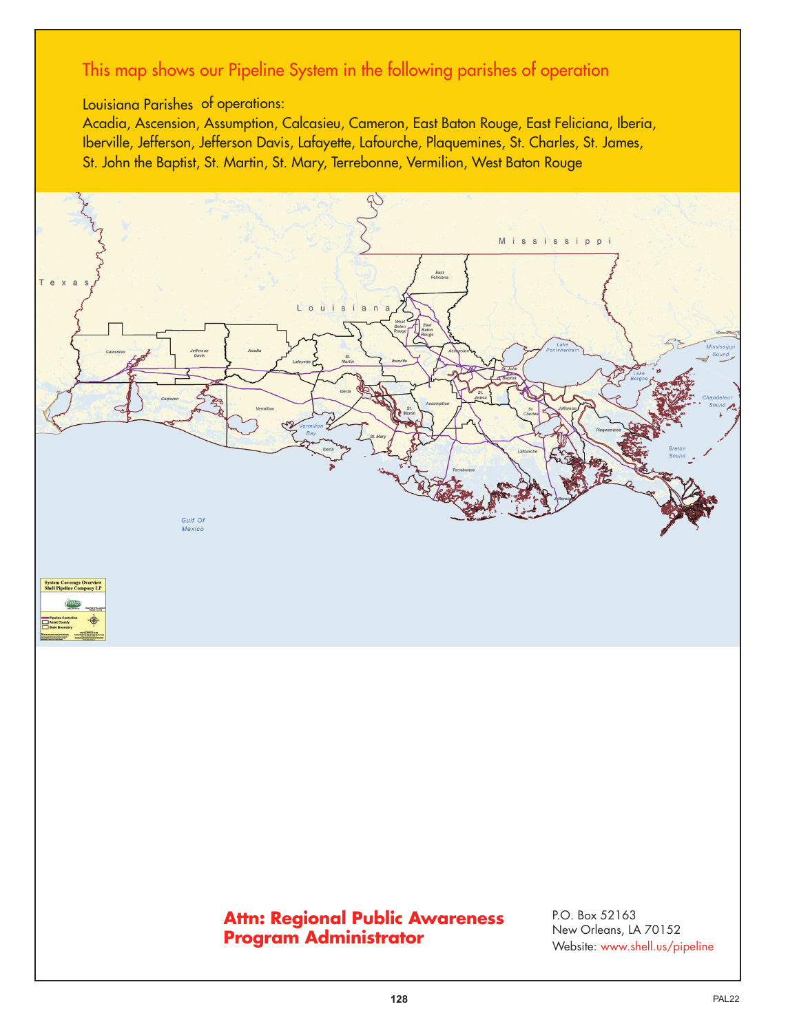## This map shows our Pipeline System in the following parishes of operation

Louisiana Parishes of operations:
Acadia, Ascension, Assumption, Calcasieu, Cameron, East Baton Rouge, East Feliciana, Iberia, Iberville, Jefferson, Jefferson Davis, Lafayette, Lafourche, Plaquemines, St. Charles, St. James, St. John the Baptist, St. Martin, St. Mary, Terrebonne, Vermilion, West Baton Rouge

Mississippi

Texas

Louisiana

East Feliciana

West Baton Rouge

East Baton Rouge

Calcasieu

Jefferson Davis

Acadia

Lafayette

St. Martin

Iberville

Ascension

Lake Pontchartrain

Mississippi Sound

St. John the Baptist

Lake Borgne

Cameron

Iberia

St. James

Assumption

St. Charles

Jefferson

Chandeleur Sound

Vermilion

St. Martin

Vermilion Bay

St. Mary

Plaquemines

Iberia

Breton Sound

Lafourche

Terrebonne

Jefferson

Gulf Of Mexico

System Coverage Overview
Shell Pipeline Company LP

Pipeline Centerline
Asset County
State Boundary

**Attn: Regional Public Awareness Program Administrator**

P.O. Box 52163
New Orleans, LA 70152
Website: www.shell.us/pipeline

PAL22